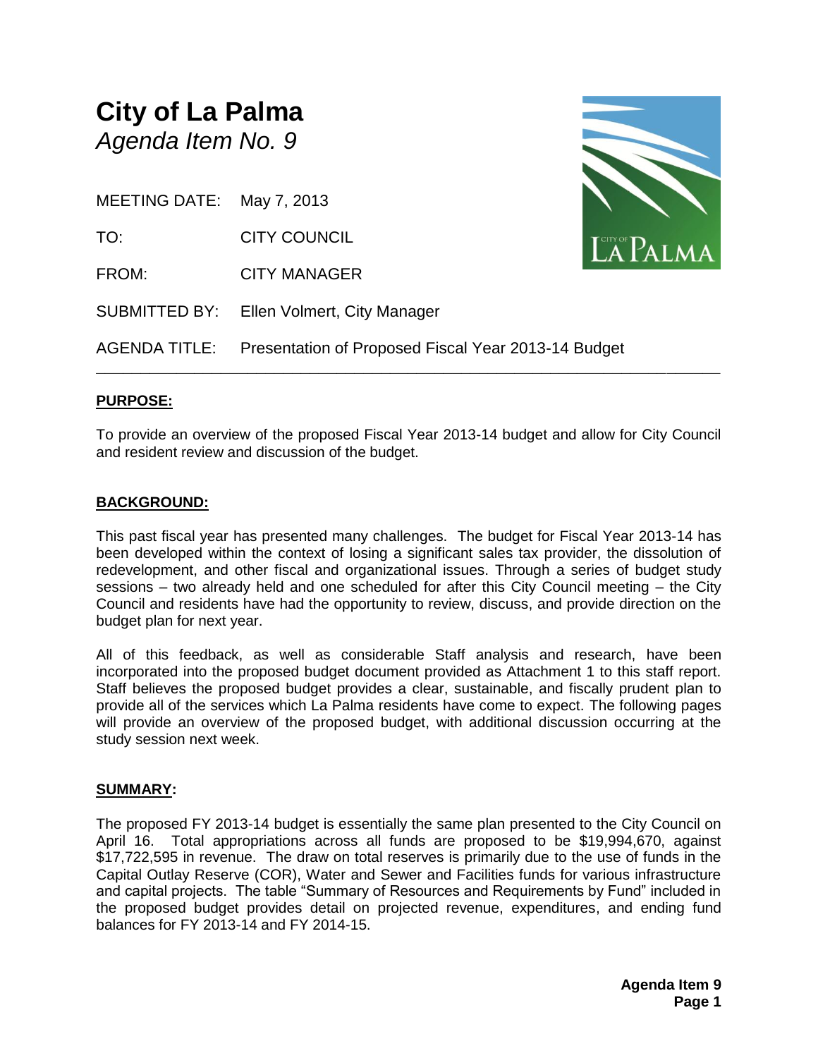# City of La Palma

*Agenda Item No. 9*

MEETING DATE: May 7, 2013

TO: CITY COUNCIL

FROM: CITY MANAGER

SUBMITTED BY: Ellen Volmert, City Manager

AGENDA TITLE: Presentation of Proposed Fiscal Year 2013-14 Budget

---

## PURPOSE:

To provide an overview of the proposed Fiscal Year 2013-14 budget and allow for City Council and resident review and discussion of the budget.

## BACKGROUND:

This past fiscal year has presented many challenges. The budget for Fiscal Year 2013-14 has been developed within the context of losing a significant sales tax provider, the dissolution of redevelopment, and other fiscal and organizational issues. Through a series of budget study sessions – two already held and one scheduled for after this City Council meeting – the City Council and residents have had the opportunity to review, discuss, and provide direction on the budget plan for next year.

All of this feedback, as well as considerable Staff analysis and research, have been incorporated into the proposed budget document provided as Attachment 1 to this staff report. Staff believes the proposed budget provides a clear, sustainable, and fiscally prudent plan to provide all of the services which La Palma residents have come to expect. The following pages will provide an overview of the proposed budget, with additional discussion occurring at the study session next week.

## SUMMARY:

The proposed FY 2013-14 budget is essentially the same plan presented to the City Council on April 16. Total appropriations across all funds are proposed to be $19,994,670, against $17,722,595 in revenue. The draw on total reserves is primarily due to the use of funds in the Capital Outlay Reserve (COR), Water and Sewer and Facilities funds for various infrastructure and capital projects. The table "Summary of Resources and Requirements by Fund" included in the proposed budget provides detail on projected revenue, expenditures, and ending fund balances for FY 2013-14 and FY 2014-15.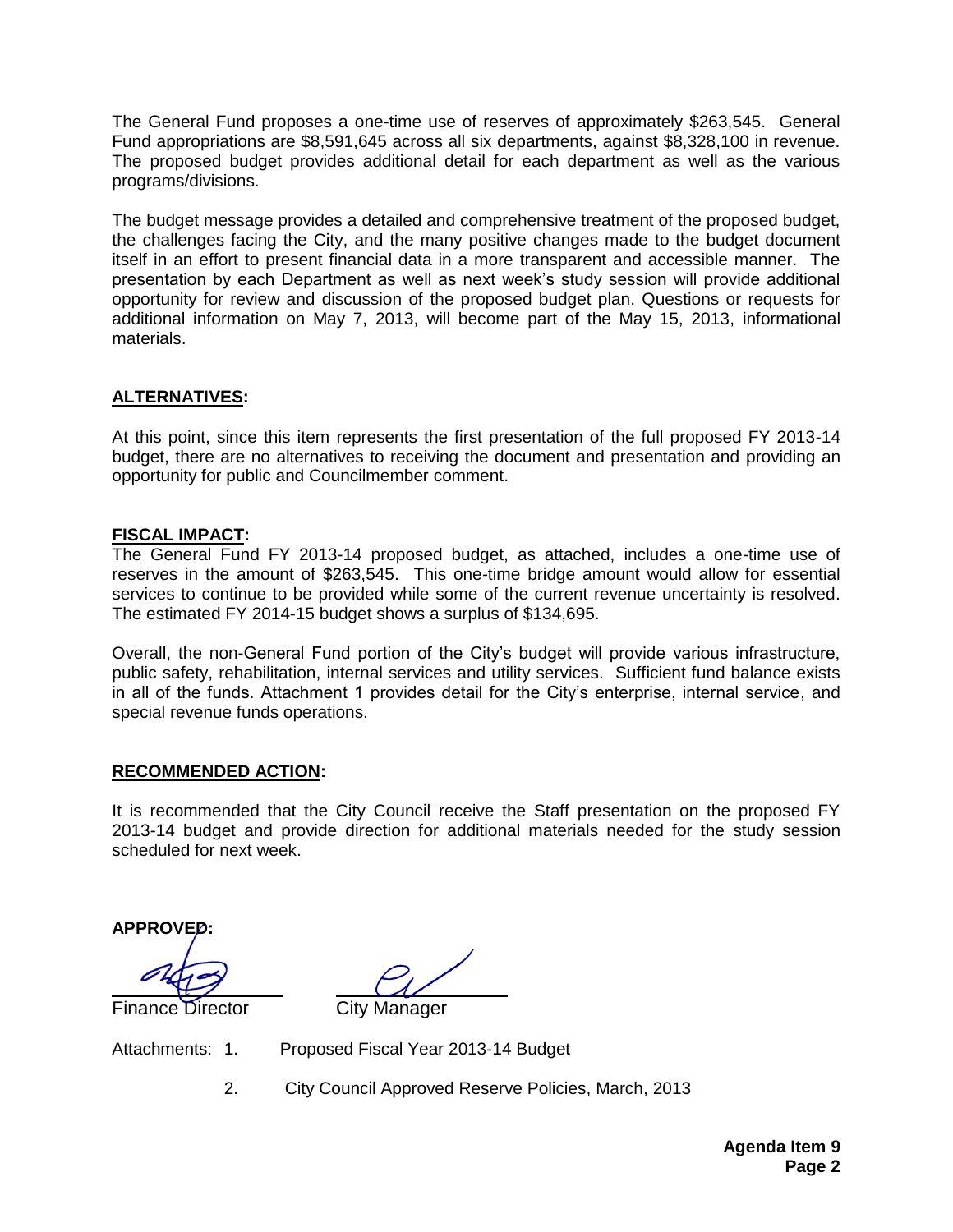The General Fund proposes a one-time use of reserves of approximately $263,545. General Fund appropriations are $8,591,645 across all six departments, against $8,328,100 in revenue. The proposed budget provides additional detail for each department as well as the various programs/divisions.

The budget message provides a detailed and comprehensive treatment of the proposed budget, the challenges facing the City, and the many positive changes made to the budget document itself in an effort to present financial data in a more transparent and accessible manner. The presentation by each Department as well as next week's study session will provide additional opportunity for review and discussion of the proposed budget plan. Questions or requests for additional information on May 7, 2013, will become part of the May 15, 2013, informational materials.

## ALTERNATIVES:

At this point, since this item represents the first presentation of the full proposed FY 2013-14 budget, there are no alternatives to receiving the document and presentation and providing an opportunity for public and Councilmember comment.

## FISCAL IMPACT:

The General Fund FY 2013-14 proposed budget, as attached, includes a one-time use of reserves in the amount of $263,545. This one-time bridge amount would allow for essential services to continue to be provided while some of the current revenue uncertainty is resolved. The estimated FY 2014-15 budget shows a surplus of $134,695.

Overall, the non-General Fund portion of the City's budget will provide various infrastructure, public safety, rehabilitation, internal services and utility services. Sufficient fund balance exists in all of the funds. Attachment 1 provides detail for the City's enterprise, internal service, and special revenue funds operations.

## RECOMMENDED ACTION:

It is recommended that the City Council receive the Staff presentation on the proposed FY 2013-14 budget and provide direction for additional materials needed for the study session scheduled for next week.

**APPROVED:**

Finance Director          City Manager

Attachments: 1. Proposed Fiscal Year 2013-14 Budget

2. City Council Approved Reserve Policies, March, 2013

**Agenda Item 9**
**Page 2**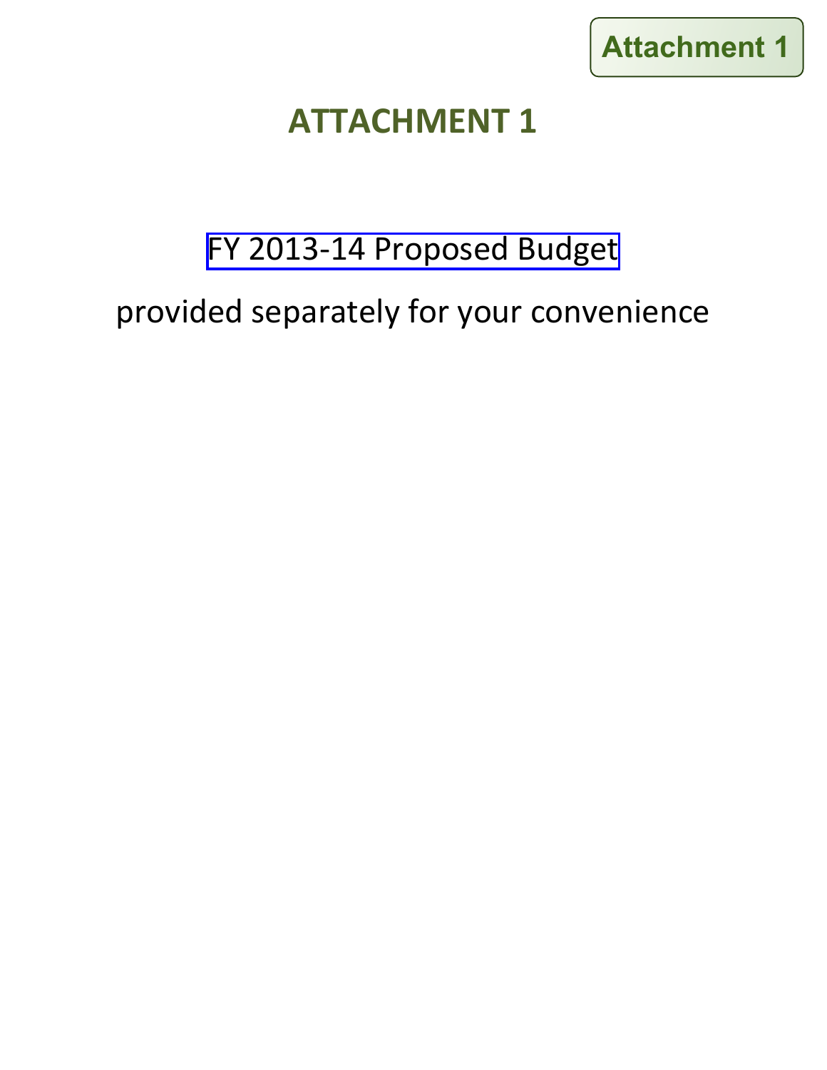Attachment 1

# ATTACHMENT 1

FY 2013-14 Proposed Budget

provided separately for your convenience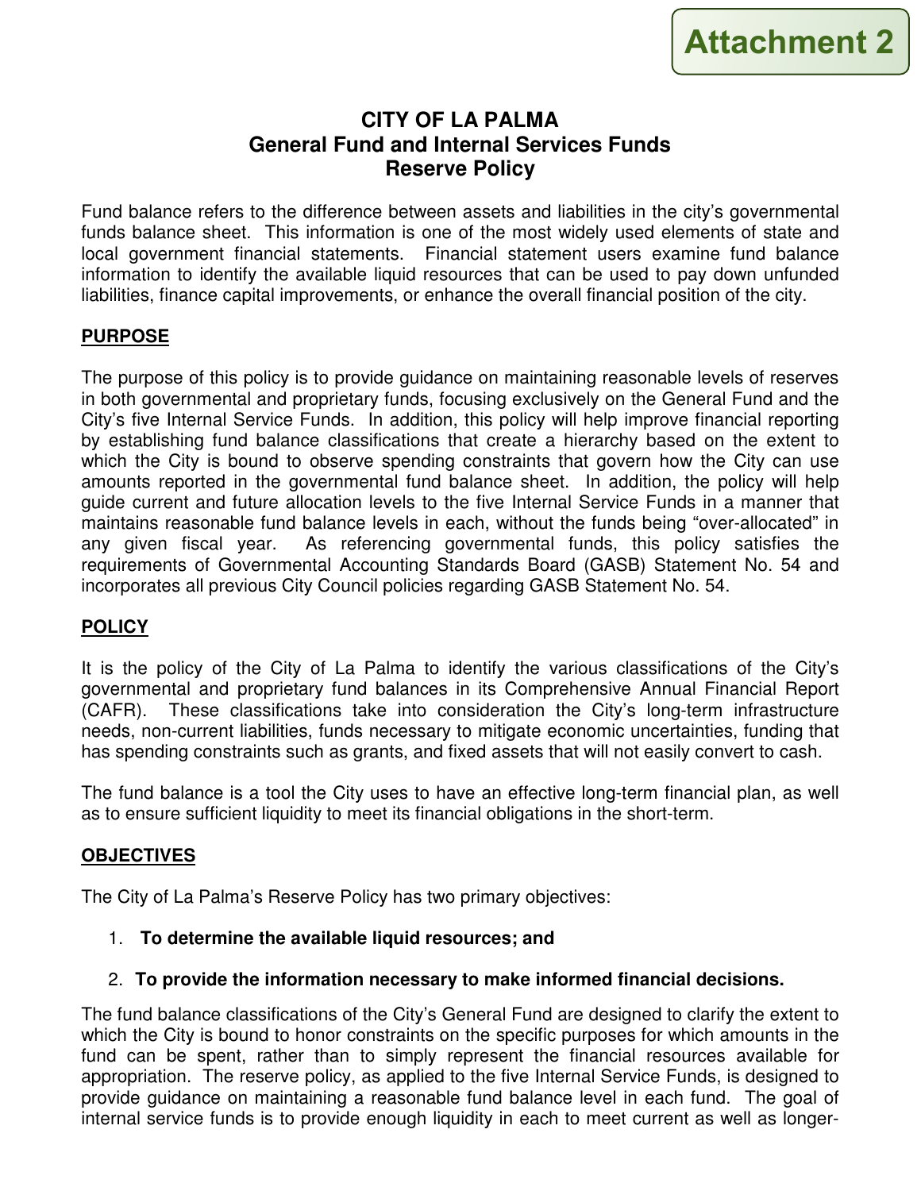Attachment 2

# CITY OF LA PALMA
## General Fund and Internal Services Funds
## Reserve Policy

Fund balance refers to the difference between assets and liabilities in the city's governmental funds balance sheet. This information is one of the most widely used elements of state and local government financial statements. Financial statement users examine fund balance information to identify the available liquid resources that can be used to pay down unfunded liabilities, finance capital improvements, or enhance the overall financial position of the city.

## PURPOSE

The purpose of this policy is to provide guidance on maintaining reasonable levels of reserves in both governmental and proprietary funds, focusing exclusively on the General Fund and the City's five Internal Service Funds. In addition, this policy will help improve financial reporting by establishing fund balance classifications that create a hierarchy based on the extent to which the City is bound to observe spending constraints that govern how the City can use amounts reported in the governmental fund balance sheet. In addition, the policy will help guide current and future allocation levels to the five Internal Service Funds in a manner that maintains reasonable fund balance levels in each, without the funds being "over-allocated" in any given fiscal year. As referencing governmental funds, this policy satisfies the requirements of Governmental Accounting Standards Board (GASB) Statement No. 54 and incorporates all previous City Council policies regarding GASB Statement No. 54.

## POLICY

It is the policy of the City of La Palma to identify the various classifications of the City's governmental and proprietary fund balances in its Comprehensive Annual Financial Report (CAFR). These classifications take into consideration the City's long-term infrastructure needs, non-current liabilities, funds necessary to mitigate economic uncertainties, funding that has spending constraints such as grants, and fixed assets that will not easily convert to cash.

The fund balance is a tool the City uses to have an effective long-term financial plan, as well as to ensure sufficient liquidity to meet its financial obligations in the short-term.

## OBJECTIVES

The City of La Palma's Reserve Policy has two primary objectives:

1. **To determine the available liquid resources; and**
2. **To provide the information necessary to make informed financial decisions.**

The fund balance classifications of the City's General Fund are designed to clarify the extent to which the City is bound to honor constraints on the specific purposes for which amounts in the fund can be spent, rather than to simply represent the financial resources available for appropriation. The reserve policy, as applied to the five Internal Service Funds, is designed to provide guidance on maintaining a reasonable fund balance level in each fund. The goal of internal service funds is to provide enough liquidity in each to meet current as well as longer-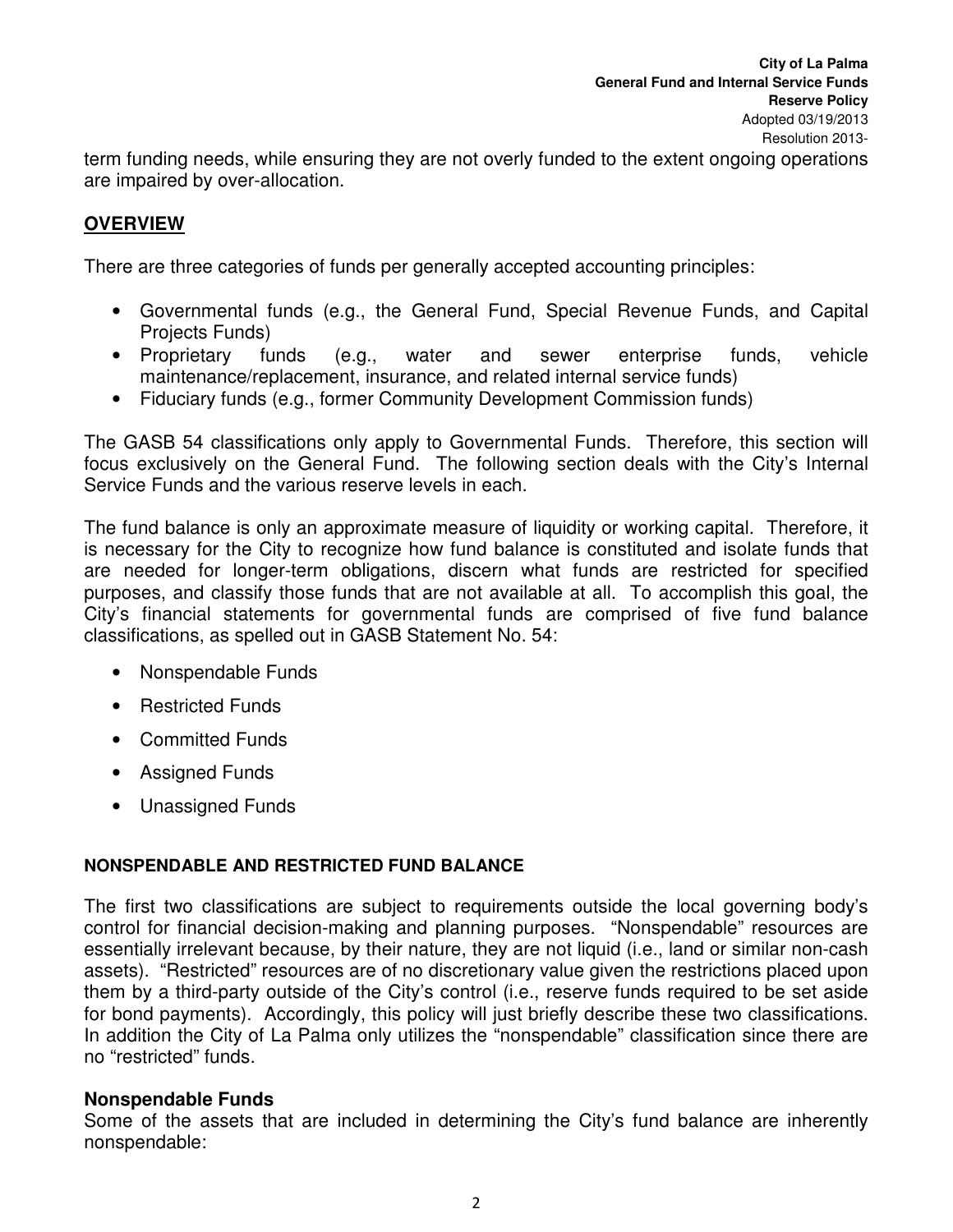term funding needs, while ensuring they are not overly funded to the extent ongoing operations are impaired by over-allocation.

## OVERVIEW

There are three categories of funds per generally accepted accounting principles:

- Governmental funds (e.g., the General Fund, Special Revenue Funds, and Capital Projects Funds)
- Proprietary funds (e.g., water and sewer enterprise funds, vehicle maintenance/replacement, insurance, and related internal service funds)
- Fiduciary funds (e.g., former Community Development Commission funds)

The GASB 54 classifications only apply to Governmental Funds. Therefore, this section will focus exclusively on the General Fund. The following section deals with the City's Internal Service Funds and the various reserve levels in each.

The fund balance is only an approximate measure of liquidity or working capital. Therefore, it is necessary for the City to recognize how fund balance is constituted and isolate funds that are needed for longer-term obligations, discern what funds are restricted for specified purposes, and classify those funds that are not available at all. To accomplish this goal, the City's financial statements for governmental funds are comprised of five fund balance classifications, as spelled out in GASB Statement No. 54:

- Nonspendable Funds
- Restricted Funds
- Committed Funds
- Assigned Funds
- Unassigned Funds

### NONSPENDABLE AND RESTRICTED FUND BALANCE

The first two classifications are subject to requirements outside the local governing body's control for financial decision-making and planning purposes. "Nonspendable" resources are essentially irrelevant because, by their nature, they are not liquid (i.e., land or similar non-cash assets). "Restricted" resources are of no discretionary value given the restrictions placed upon them by a third-party outside of the City's control (i.e., reserve funds required to be set aside for bond payments). Accordingly, this policy will just briefly describe these two classifications. In addition the City of La Palma only utilizes the "nonspendable" classification since there are no "restricted" funds.

### Nonspendable Funds

Some of the assets that are included in determining the City's fund balance are inherently nonspendable: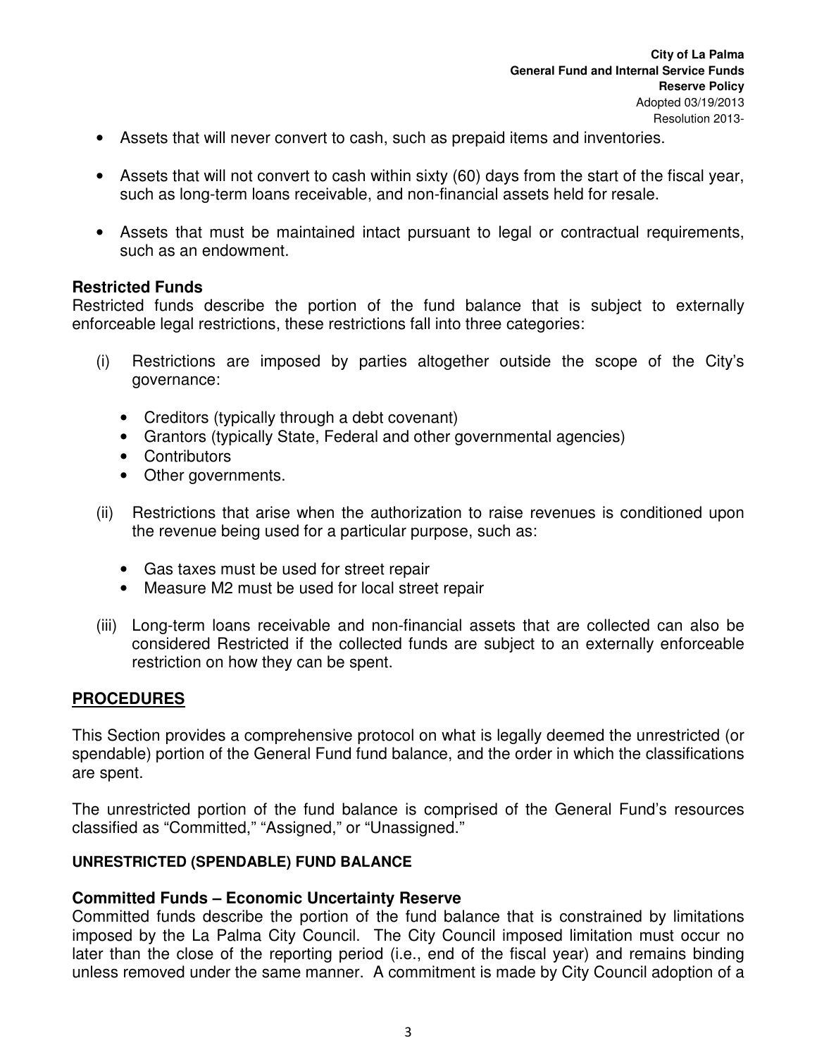- Assets that will never convert to cash, such as prepaid items and inventories.

- Assets that will not convert to cash within sixty (60) days from the start of the fiscal year, such as long-term loans receivable, and non-financial assets held for resale.

- Assets that must be maintained intact pursuant to legal or contractual requirements, such as an endowment.

### Restricted Funds

Restricted funds describe the portion of the fund balance that is subject to externally enforceable legal restrictions, these restrictions fall into three categories:

(i) Restrictions are imposed by parties altogether outside the scope of the City's governance:

- Creditors (typically through a debt covenant)
- Grantors (typically State, Federal and other governmental agencies)
- Contributors
- Other governments.

(ii) Restrictions that arise when the authorization to raise revenues is conditioned upon the revenue being used for a particular purpose, such as:

- Gas taxes must be used for street repair
- Measure M2 must be used for local street repair

(iii) Long-term loans receivable and non-financial assets that are collected can also be considered Restricted if the collected funds are subject to an externally enforceable restriction on how they can be spent.

## PROCEDURES

This Section provides a comprehensive protocol on what is legally deemed the unrestricted (or spendable) portion of the General Fund fund balance, and the order in which the classifications are spent.

The unrestricted portion of the fund balance is comprised of the General Fund's resources classified as "Committed," "Assigned," or "Unassigned."

#### UNRESTRICTED (SPENDABLE) FUND BALANCE

### Committed Funds – Economic Uncertainty Reserve

Committed funds describe the portion of the fund balance that is constrained by limitations imposed by the La Palma City Council. The City Council imposed limitation must occur no later than the close of the reporting period (i.e., end of the fiscal year) and remains binding unless removed under the same manner. A commitment is made by City Council adoption of a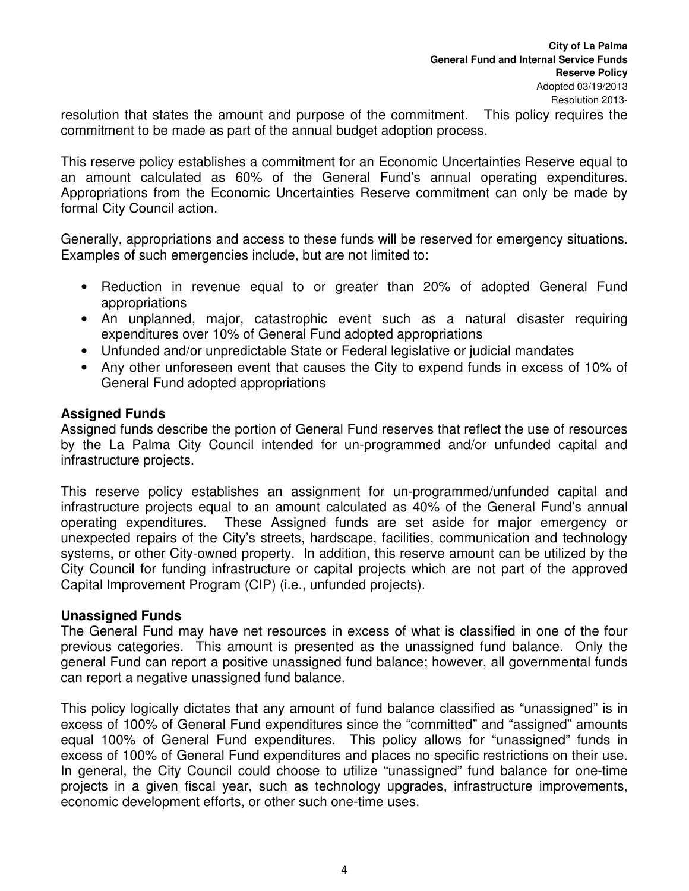resolution that states the amount and purpose of the commitment. This policy requires the commitment to be made as part of the annual budget adoption process.

This reserve policy establishes a commitment for an Economic Uncertainties Reserve equal to an amount calculated as 60% of the General Fund's annual operating expenditures. Appropriations from the Economic Uncertainties Reserve commitment can only be made by formal City Council action.

Generally, appropriations and access to these funds will be reserved for emergency situations. Examples of such emergencies include, but are not limited to:

- Reduction in revenue equal to or greater than 20% of adopted General Fund appropriations
- An unplanned, major, catastrophic event such as a natural disaster requiring expenditures over 10% of General Fund adopted appropriations
- Unfunded and/or unpredictable State or Federal legislative or judicial mandates
- Any other unforeseen event that causes the City to expend funds in excess of 10% of General Fund adopted appropriations

**Assigned Funds**

Assigned funds describe the portion of General Fund reserves that reflect the use of resources by the La Palma City Council intended for un-programmed and/or unfunded capital and infrastructure projects.

This reserve policy establishes an assignment for un-programmed/unfunded capital and infrastructure projects equal to an amount calculated as 40% of the General Fund's annual operating expenditures. These Assigned funds are set aside for major emergency or unexpected repairs of the City's streets, hardscape, facilities, communication and technology systems, or other City-owned property. In addition, this reserve amount can be utilized by the City Council for funding infrastructure or capital projects which are not part of the approved Capital Improvement Program (CIP) (i.e., unfunded projects).

**Unassigned Funds**

The General Fund may have net resources in excess of what is classified in one of the four previous categories. This amount is presented as the unassigned fund balance. Only the general Fund can report a positive unassigned fund balance; however, all governmental funds can report a negative unassigned fund balance.

This policy logically dictates that any amount of fund balance classified as "unassigned" is in excess of 100% of General Fund expenditures since the "committed" and "assigned" amounts equal 100% of General Fund expenditures. This policy allows for "unassigned" funds in excess of 100% of General Fund expenditures and places no specific restrictions on their use. In general, the City Council could choose to utilize "unassigned" fund balance for one-time projects in a given fiscal year, such as technology upgrades, infrastructure improvements, economic development efforts, or other such one-time uses.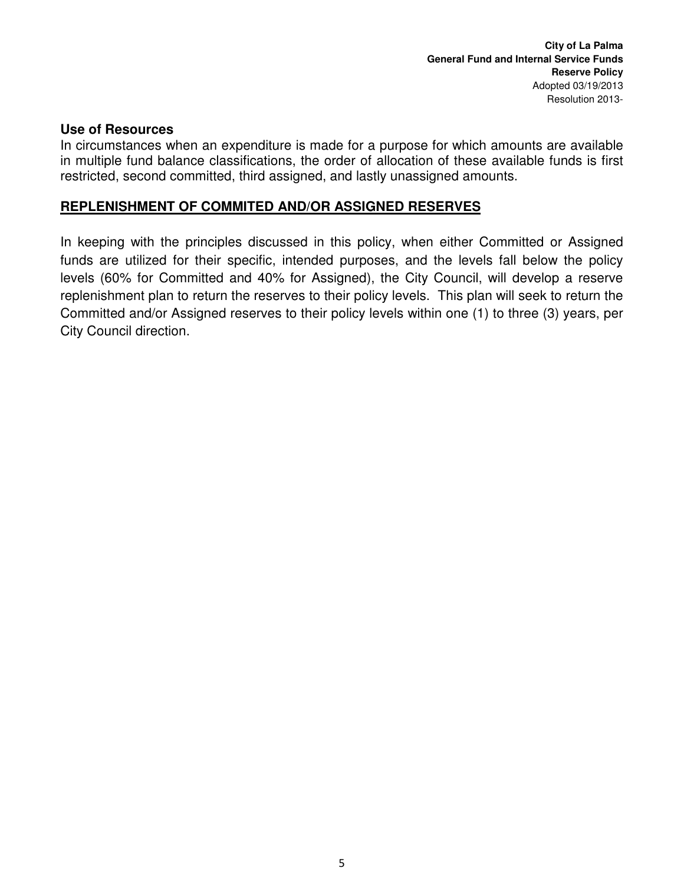### Use of Resources

In circumstances when an expenditure is made for a purpose for which amounts are available in multiple fund balance classifications, the order of allocation of these available funds is first restricted, second committed, third assigned, and lastly unassigned amounts.

## **REPLENISHMENT OF COMMITED AND/OR ASSIGNED RESERVES**

In keeping with the principles discussed in this policy, when either Committed or Assigned funds are utilized for their specific, intended purposes, and the levels fall below the policy levels (60% for Committed and 40% for Assigned), the City Council, will develop a reserve replenishment plan to return the reserves to their policy levels. This plan will seek to return the Committed and/or Assigned reserves to their policy levels within one (1) to three (3) years, per City Council direction.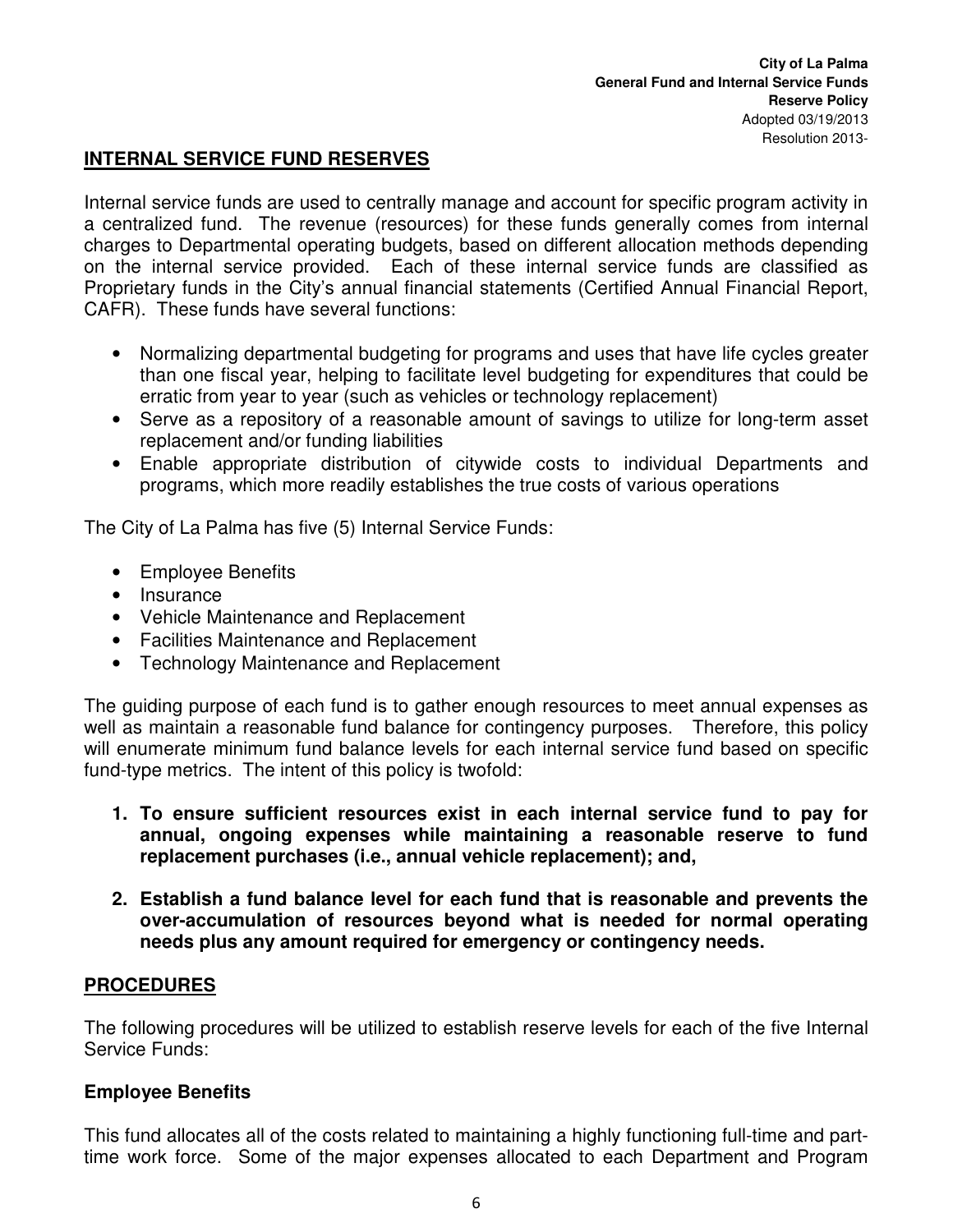## INTERNAL SERVICE FUND RESERVES

Internal service funds are used to centrally manage and account for specific program activity in a centralized fund. The revenue (resources) for these funds generally comes from internal charges to Departmental operating budgets, based on different allocation methods depending on the internal service provided. Each of these internal service funds are classified as Proprietary funds in the City's annual financial statements (Certified Annual Financial Report, CAFR). These funds have several functions:

- Normalizing departmental budgeting for programs and uses that have life cycles greater than one fiscal year, helping to facilitate level budgeting for expenditures that could be erratic from year to year (such as vehicles or technology replacement)
- Serve as a repository of a reasonable amount of savings to utilize for long-term asset replacement and/or funding liabilities
- Enable appropriate distribution of citywide costs to individual Departments and programs, which more readily establishes the true costs of various operations

The City of La Palma has five (5) Internal Service Funds:

- Employee Benefits
- Insurance
- Vehicle Maintenance and Replacement
- Facilities Maintenance and Replacement
- Technology Maintenance and Replacement

The guiding purpose of each fund is to gather enough resources to meet annual expenses as well as maintain a reasonable fund balance for contingency purposes. Therefore, this policy will enumerate minimum fund balance levels for each internal service fund based on specific fund-type metrics. The intent of this policy is twofold:

1. **To ensure sufficient resources exist in each internal service fund to pay for annual, ongoing expenses while maintaining a reasonable reserve to fund replacement purchases (i.e., annual vehicle replacement); and,**
2. **Establish a fund balance level for each fund that is reasonable and prevents the over-accumulation of resources beyond what is needed for normal operating needs plus any amount required for emergency or contingency needs.**

## PROCEDURES

The following procedures will be utilized to establish reserve levels for each of the five Internal Service Funds:

### Employee Benefits

This fund allocates all of the costs related to maintaining a highly functioning full-time and part-time work force. Some of the major expenses allocated to each Department and Program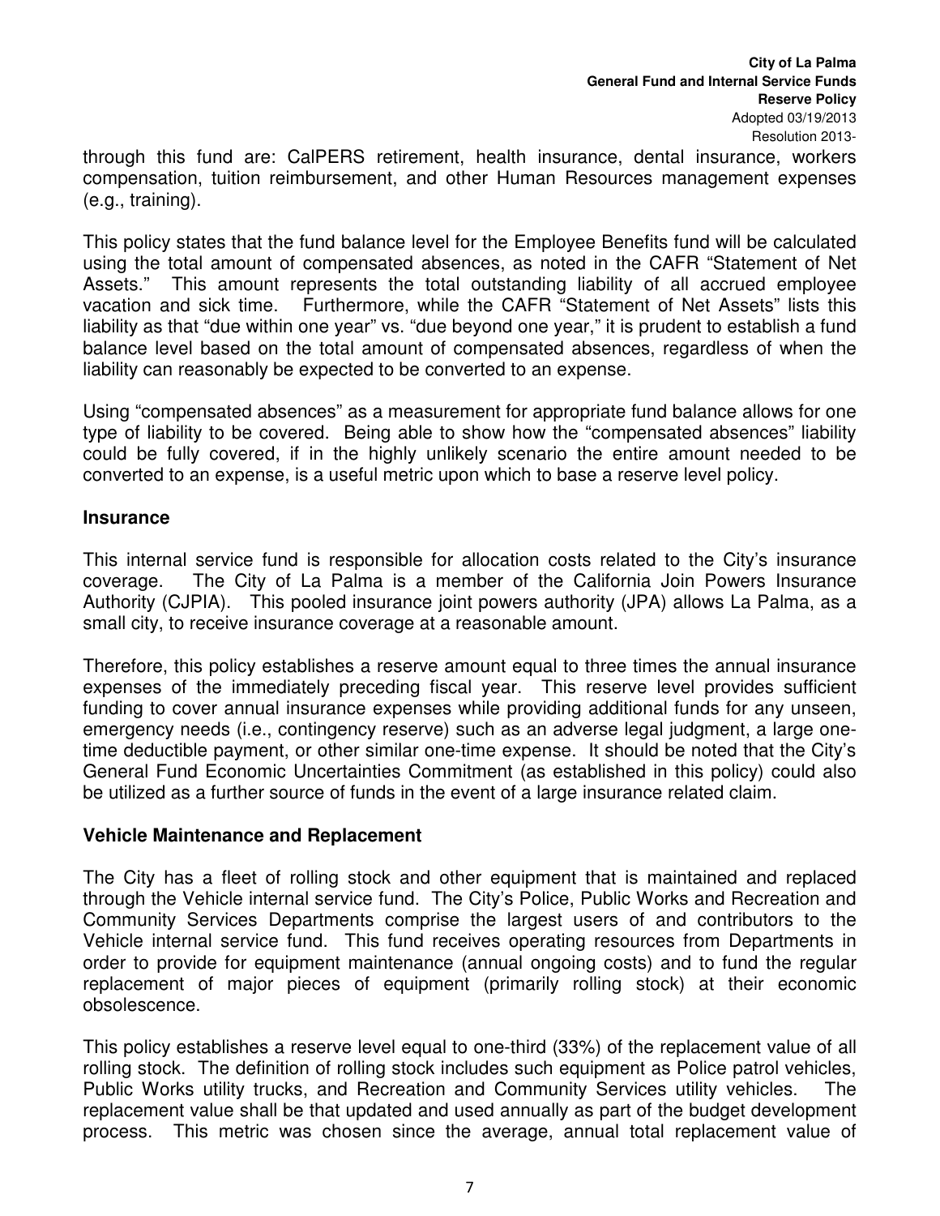through this fund are: CalPERS retirement, health insurance, dental insurance, workers compensation, tuition reimbursement, and other Human Resources management expenses (e.g., training).

This policy states that the fund balance level for the Employee Benefits fund will be calculated using the total amount of compensated absences, as noted in the CAFR "Statement of Net Assets." This amount represents the total outstanding liability of all accrued employee vacation and sick time. Furthermore, while the CAFR "Statement of Net Assets" lists this liability as that "due within one year" vs. "due beyond one year," it is prudent to establish a fund balance level based on the total amount of compensated absences, regardless of when the liability can reasonably be expected to be converted to an expense.

Using "compensated absences" as a measurement for appropriate fund balance allows for one type of liability to be covered. Being able to show how the "compensated absences" liability could be fully covered, if in the highly unlikely scenario the entire amount needed to be converted to an expense, is a useful metric upon which to base a reserve level policy.

**Insurance**

This internal service fund is responsible for allocation costs related to the City's insurance coverage. The City of La Palma is a member of the California Join Powers Insurance Authority (CJPIA). This pooled insurance joint powers authority (JPA) allows La Palma, as a small city, to receive insurance coverage at a reasonable amount.

Therefore, this policy establishes a reserve amount equal to three times the annual insurance expenses of the immediately preceding fiscal year. This reserve level provides sufficient funding to cover annual insurance expenses while providing additional funds for any unseen, emergency needs (i.e., contingency reserve) such as an adverse legal judgment, a large one-time deductible payment, or other similar one-time expense. It should be noted that the City's General Fund Economic Uncertainties Commitment (as established in this policy) could also be utilized as a further source of funds in the event of a large insurance related claim.

**Vehicle Maintenance and Replacement**

The City has a fleet of rolling stock and other equipment that is maintained and replaced through the Vehicle internal service fund. The City's Police, Public Works and Recreation and Community Services Departments comprise the largest users of and contributors to the Vehicle internal service fund. This fund receives operating resources from Departments in order to provide for equipment maintenance (annual ongoing costs) and to fund the regular replacement of major pieces of equipment (primarily rolling stock) at their economic obsolescence.

This policy establishes a reserve level equal to one-third (33%) of the replacement value of all rolling stock. The definition of rolling stock includes such equipment as Police patrol vehicles, Public Works utility trucks, and Recreation and Community Services utility vehicles. The replacement value shall be that updated and used annually as part of the budget development process. This metric was chosen since the average, annual total replacement value of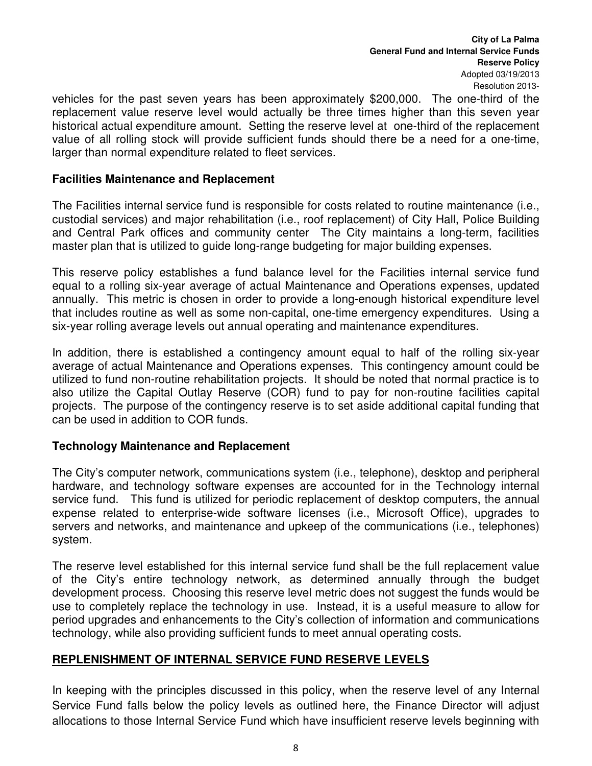vehicles for the past seven years has been approximately $200,000. The one-third of the replacement value reserve level would actually be three times higher than this seven year historical actual expenditure amount. Setting the reserve level at one-third of the replacement value of all rolling stock will provide sufficient funds should there be a need for a one-time, larger than normal expenditure related to fleet services.

### Facilities Maintenance and Replacement

The Facilities internal service fund is responsible for costs related to routine maintenance (i.e., custodial services) and major rehabilitation (i.e., roof replacement) of City Hall, Police Building and Central Park offices and community center The City maintains a long-term, facilities master plan that is utilized to guide long-range budgeting for major building expenses.

This reserve policy establishes a fund balance level for the Facilities internal service fund equal to a rolling six-year average of actual Maintenance and Operations expenses, updated annually. This metric is chosen in order to provide a long-enough historical expenditure level that includes routine as well as some non-capital, one-time emergency expenditures. Using a six-year rolling average levels out annual operating and maintenance expenditures.

In addition, there is established a contingency amount equal to half of the rolling six-year average of actual Maintenance and Operations expenses. This contingency amount could be utilized to fund non-routine rehabilitation projects. It should be noted that normal practice is to also utilize the Capital Outlay Reserve (COR) fund to pay for non-routine facilities capital projects. The purpose of the contingency reserve is to set aside additional capital funding that can be used in addition to COR funds.

### Technology Maintenance and Replacement

The City's computer network, communications system (i.e., telephone), desktop and peripheral hardware, and technology software expenses are accounted for in the Technology internal service fund. This fund is utilized for periodic replacement of desktop computers, the annual expense related to enterprise-wide software licenses (i.e., Microsoft Office), upgrades to servers and networks, and maintenance and upkeep of the communications (i.e., telephones) system.

The reserve level established for this internal service fund shall be the full replacement value of the City's entire technology network, as determined annually through the budget development process. Choosing this reserve level metric does not suggest the funds would be use to completely replace the technology in use. Instead, it is a useful measure to allow for period upgrades and enhancements to the City's collection of information and communications technology, while also providing sufficient funds to meet annual operating costs.

## REPLENISHMENT OF INTERNAL SERVICE FUND RESERVE LEVELS

In keeping with the principles discussed in this policy, when the reserve level of any Internal Service Fund falls below the policy levels as outlined here, the Finance Director will adjust allocations to those Internal Service Fund which have insufficient reserve levels beginning with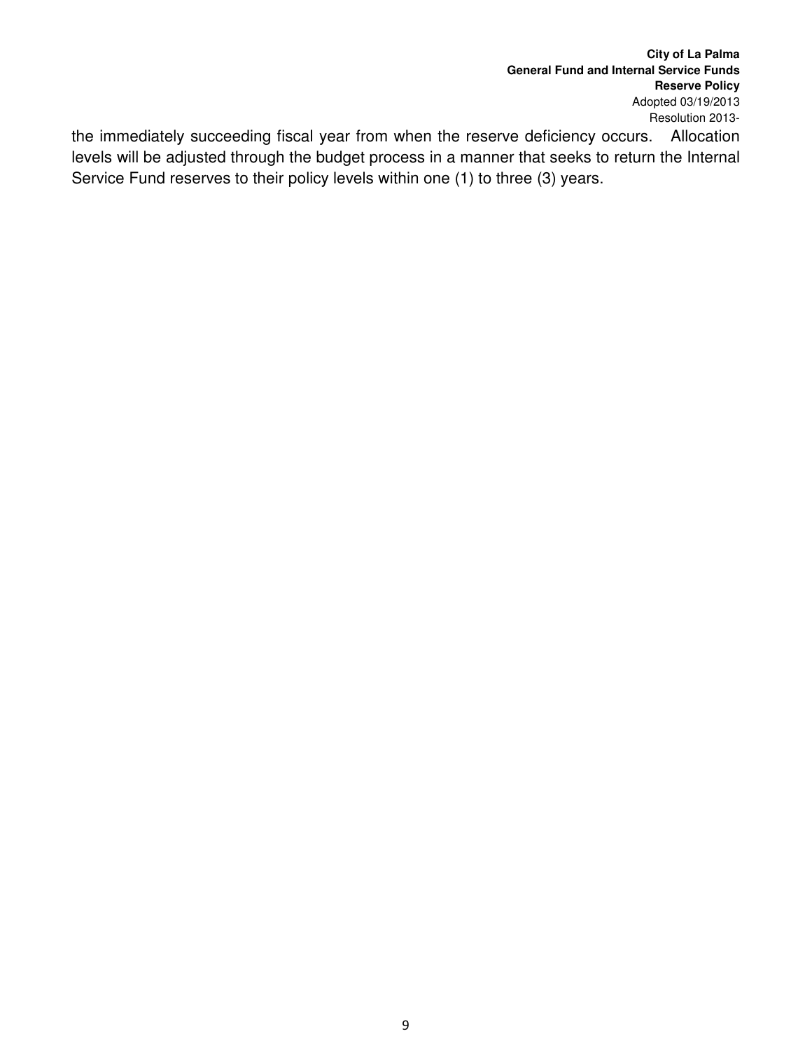the immediately succeeding fiscal year from when the reserve deficiency occurs. Allocation levels will be adjusted through the budget process in a manner that seeks to return the Internal Service Fund reserves to their policy levels within one (1) to three (3) years.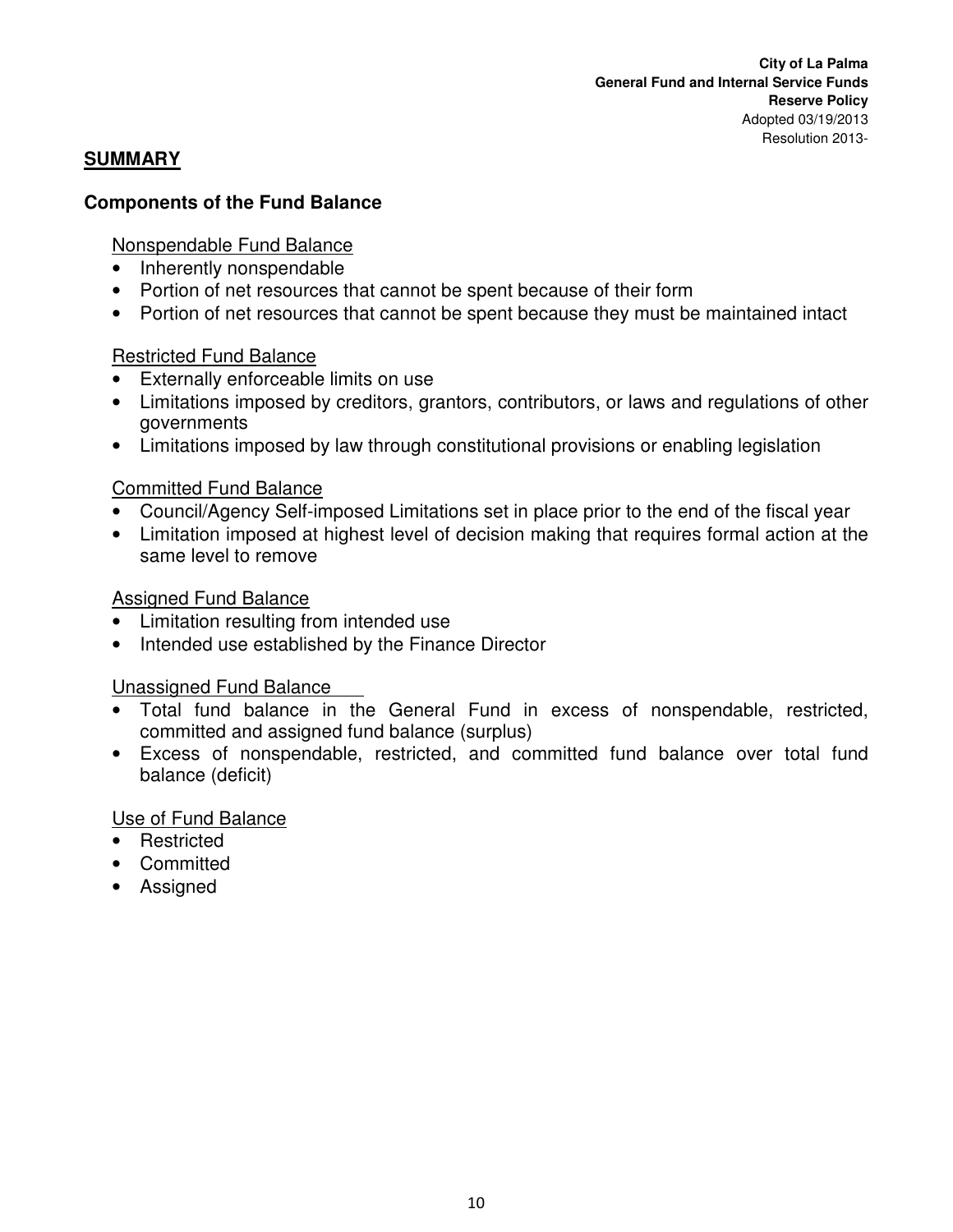## SUMMARY

### Components of the Fund Balance

Nonspendable Fund Balance

- Inherently nonspendable
- Portion of net resources that cannot be spent because of their form
- Portion of net resources that cannot be spent because they must be maintained intact

Restricted Fund Balance

- Externally enforceable limits on use
- Limitations imposed by creditors, grantors, contributors, or laws and regulations of other governments
- Limitations imposed by law through constitutional provisions or enabling legislation

Committed Fund Balance

- Council/Agency Self-imposed Limitations set in place prior to the end of the fiscal year
- Limitation imposed at highest level of decision making that requires formal action at the same level to remove

Assigned Fund Balance

- Limitation resulting from intended use
- Intended use established by the Finance Director

Unassigned Fund Balance

- Total fund balance in the General Fund in excess of nonspendable, restricted, committed and assigned fund balance (surplus)
- Excess of nonspendable, restricted, and committed fund balance over total fund balance (deficit)

Use of Fund Balance

- Restricted
- Committed
- Assigned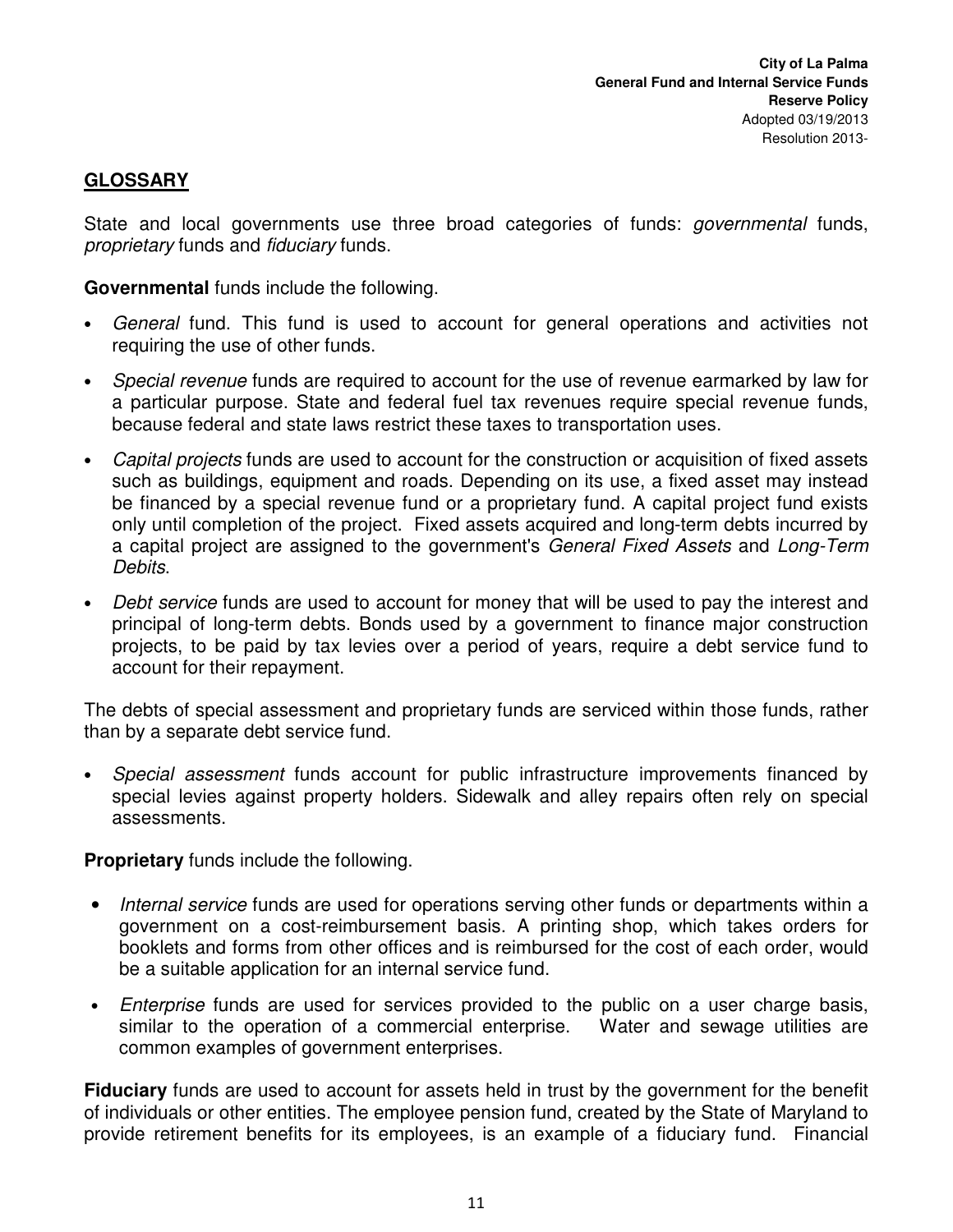## GLOSSARY

State and local governments use three broad categories of funds: *governmental* funds, *proprietary* funds and *fiduciary* funds.

**Governmental** funds include the following.

- *General* fund. This fund is used to account for general operations and activities not requiring the use of other funds.
- *Special revenue* funds are required to account for the use of revenue earmarked by law for a particular purpose. State and federal fuel tax revenues require special revenue funds, because federal and state laws restrict these taxes to transportation uses.
- *Capital projects* funds are used to account for the construction or acquisition of fixed assets such as buildings, equipment and roads. Depending on its use, a fixed asset may instead be financed by a special revenue fund or a proprietary fund. A capital project fund exists only until completion of the project. Fixed assets acquired and long-term debts incurred by a capital project are assigned to the government's *General Fixed Assets* and *Long-Term Debits*.
- *Debt service* funds are used to account for money that will be used to pay the interest and principal of long-term debts. Bonds used by a government to finance major construction projects, to be paid by tax levies over a period of years, require a debt service fund to account for their repayment.

The debts of special assessment and proprietary funds are serviced within those funds, rather than by a separate debt service fund.

- *Special assessment* funds account for public infrastructure improvements financed by special levies against property holders. Sidewalk and alley repairs often rely on special assessments.

**Proprietary** funds include the following.

- *Internal service* funds are used for operations serving other funds or departments within a government on a cost-reimbursement basis. A printing shop, which takes orders for booklets and forms from other offices and is reimbursed for the cost of each order, would be a suitable application for an internal service fund.
- *Enterprise* funds are used for services provided to the public on a user charge basis, similar to the operation of a commercial enterprise. Water and sewage utilities are common examples of government enterprises.

**Fiduciary** funds are used to account for assets held in trust by the government for the benefit of individuals or other entities. The employee pension fund, created by the State of Maryland to provide retirement benefits for its employees, is an example of a fiduciary fund. Financial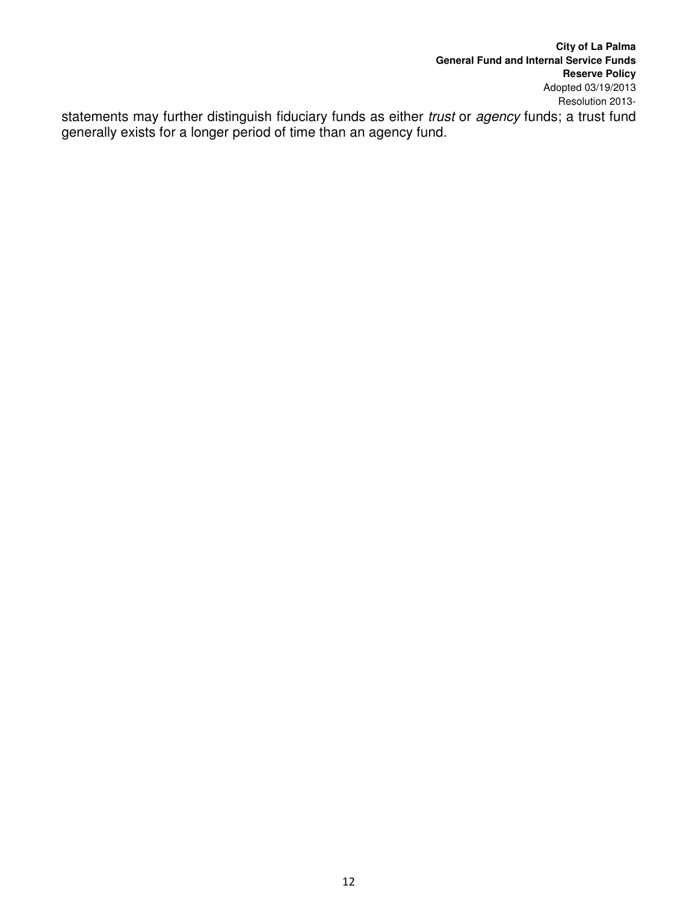statements may further distinguish fiduciary funds as either *trust* or *agency* funds; a trust fund generally exists for a longer period of time than an agency fund.